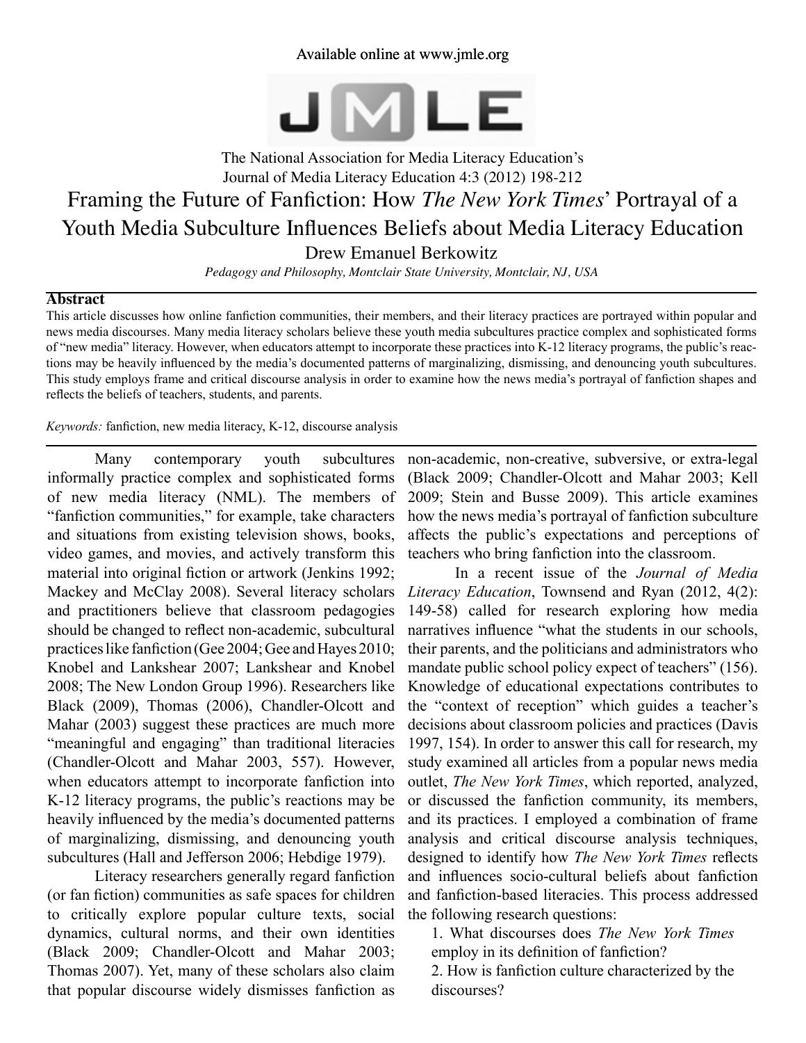Available online at www.jmle.org

The National Association for Media Literacy Education's
Journal of Media Literacy Education 4:3 (2012) 198-212

# Framing the Future of Fanfiction: How *The New York Times*' Portrayal of a Youth Media Subculture Influences Beliefs about Media Literacy Education

Drew Emanuel Berkowitz

*Pedagogy and Philosophy, Montclair State University, Montclair, NJ, USA*

## Abstract

This article discusses how online fanfiction communities, their members, and their literacy practices are portrayed within popular and news media discourses. Many media literacy scholars believe these youth media subcultures practice complex and sophisticated forms of "new media" literacy. However, when educators attempt to incorporate these practices into K-12 literacy programs, the public's reactions may be heavily influenced by the media's documented patterns of marginalizing, dismissing, and denouncing youth subcultures. This study employs frame and critical discourse analysis in order to examine how the news media's portrayal of fanfiction shapes and reflects the beliefs of teachers, students, and parents.

*Keywords:* fanfiction, new media literacy, K-12, discourse analysis

Many contemporary youth subcultures informally practice complex and sophisticated forms of new media literacy (NML). The members of "fanfiction communities," for example, take characters and situations from existing television shows, books, video games, and movies, and actively transform this material into original fiction or artwork (Jenkins 1992; Mackey and McClay 2008). Several literacy scholars and practitioners believe that classroom pedagogies should be changed to reflect non-academic, subcultural practices like fanfiction (Gee 2004; Gee and Hayes 2010; Knobel and Lankshear 2007; Lankshear and Knobel 2008; The New London Group 1996). Researchers like Black (2009), Thomas (2006), Chandler-Olcott and Mahar (2003) suggest these practices are much more "meaningful and engaging" than traditional literacies (Chandler-Olcott and Mahar 2003, 557). However, when educators attempt to incorporate fanfiction into K-12 literacy programs, the public's reactions may be heavily influenced by the media's documented patterns of marginalizing, dismissing, and denouncing youth subcultures (Hall and Jefferson 2006; Hebdige 1979).

Literacy researchers generally regard fanfiction (or fan fiction) communities as safe spaces for children to critically explore popular culture texts, social dynamics, cultural norms, and their own identities (Black 2009; Chandler-Olcott and Mahar 2003; Thomas 2007). Yet, many of these scholars also claim that popular discourse widely dismisses fanfiction as non-academic, non-creative, subversive, or extra-legal (Black 2009; Chandler-Olcott and Mahar 2003; Kell 2009; Stein and Busse 2009). This article examines how the news media's portrayal of fanfiction subculture affects the public's expectations and perceptions of teachers who bring fanfiction into the classroom.

In a recent issue of the *Journal of Media Literacy Education*, Townsend and Ryan (2012, 4(2): 149-58) called for research exploring how media narratives influence "what the students in our schools, their parents, and the politicians and administrators who mandate public school policy expect of teachers" (156). Knowledge of educational expectations contributes to the "context of reception" which guides a teacher's decisions about classroom policies and practices (Davis 1997, 154). In order to answer this call for research, my study examined all articles from a popular news media outlet, *The New York Times*, which reported, analyzed, or discussed the fanfiction community, its members, and its practices. I employed a combination of frame analysis and critical discourse analysis techniques, designed to identify how *The New York Times* reflects and influences socio-cultural beliefs about fanfiction and fanfiction-based literacies. This process addressed the following research questions:

1. What discourses does *The New York Times* employ in its definition of fanfiction?
2. How is fanfiction culture characterized by the discourses?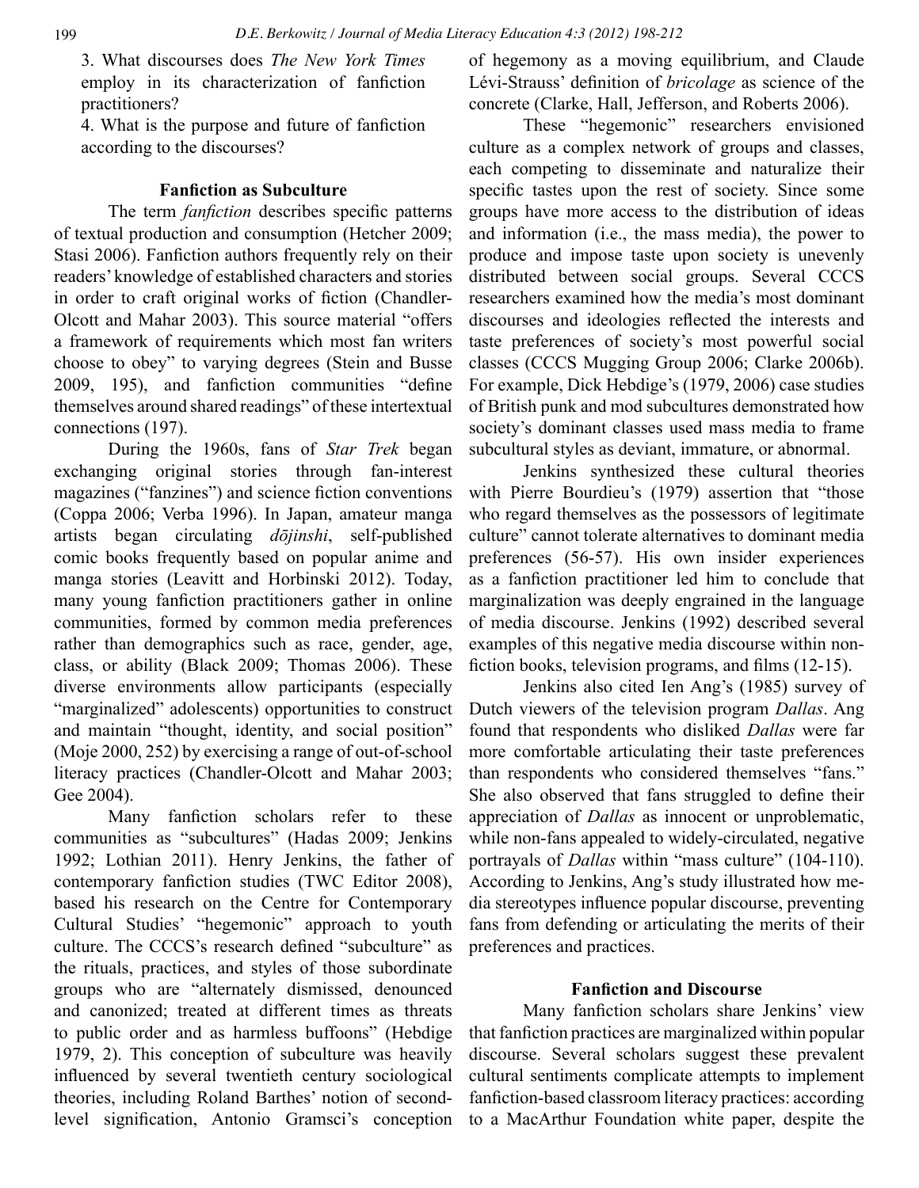3. What discourses does *The New York Times* employ in its characterization of fanfiction practitioners?
4. What is the purpose and future of fanfiction according to the discourses?

## Fanfiction as Subculture

The term *fanfiction* describes specific patterns of textual production and consumption (Hetcher 2009; Stasi 2006). Fanfiction authors frequently rely on their readers' knowledge of established characters and stories in order to craft original works of fiction (Chandler-Olcott and Mahar 2003). This source material "offers a framework of requirements which most fan writers choose to obey" to varying degrees (Stein and Busse 2009, 195), and fanfiction communities "define themselves around shared readings" of these intertextual connections (197).

During the 1960s, fans of *Star Trek* began exchanging original stories through fan-interest magazines ("fanzines") and science fiction conventions (Coppa 2006; Verba 1996). In Japan, amateur manga artists began circulating *dōjinshi*, self-published comic books frequently based on popular anime and manga stories (Leavitt and Horbinski 2012). Today, many young fanfiction practitioners gather in online communities, formed by common media preferences rather than demographics such as race, gender, age, class, or ability (Black 2009; Thomas 2006). These diverse environments allow participants (especially "marginalized" adolescents) opportunities to construct and maintain "thought, identity, and social position" (Moje 2000, 252) by exercising a range of out-of-school literacy practices (Chandler-Olcott and Mahar 2003; Gee 2004).

Many fanfiction scholars refer to these communities as "subcultures" (Hadas 2009; Jenkins 1992; Lothian 2011). Henry Jenkins, the father of contemporary fanfiction studies (TWC Editor 2008), based his research on the Centre for Contemporary Cultural Studies' "hegemonic" approach to youth culture. The CCCS's research defined "subculture" as the rituals, practices, and styles of those subordinate groups who are "alternately dismissed, denounced and canonized; treated at different times as threats to public order and as harmless buffoons" (Hebdige 1979, 2). This conception of subculture was heavily influenced by several twentieth century sociological theories, including Roland Barthes' notion of second-level signification, Antonio Gramsci's conception of hegemony as a moving equilibrium, and Claude Lévi-Strauss' definition of *bricolage* as science of the concrete (Clarke, Hall, Jefferson, and Roberts 2006).

These "hegemonic" researchers envisioned culture as a complex network of groups and classes, each competing to disseminate and naturalize their specific tastes upon the rest of society. Since some groups have more access to the distribution of ideas and information (i.e., the mass media), the power to produce and impose taste upon society is unevenly distributed between social groups. Several CCCS researchers examined how the media's most dominant discourses and ideologies reflected the interests and taste preferences of society's most powerful social classes (CCCS Mugging Group 2006; Clarke 2006b). For example, Dick Hebdige's (1979, 2006) case studies of British punk and mod subcultures demonstrated how society's dominant classes used mass media to frame subcultural styles as deviant, immature, or abnormal.

Jenkins synthesized these cultural theories with Pierre Bourdieu's (1979) assertion that "those who regard themselves as the possessors of legitimate culture" cannot tolerate alternatives to dominant media preferences (56-57). His own insider experiences as a fanfiction practitioner led him to conclude that marginalization was deeply engrained in the language of media discourse. Jenkins (1992) described several examples of this negative media discourse within non-fiction books, television programs, and films (12-15).

Jenkins also cited Ien Ang's (1985) survey of Dutch viewers of the television program *Dallas*. Ang found that respondents who disliked *Dallas* were far more comfortable articulating their taste preferences than respondents who considered themselves "fans." She also observed that fans struggled to define their appreciation of *Dallas* as innocent or unproblematic, while non-fans appealed to widely-circulated, negative portrayals of *Dallas* within "mass culture" (104-110). According to Jenkins, Ang's study illustrated how media stereotypes influence popular discourse, preventing fans from defending or articulating the merits of their preferences and practices.

## Fanfiction and Discourse

Many fanfiction scholars share Jenkins' view that fanfiction practices are marginalized within popular discourse. Several scholars suggest these prevalent cultural sentiments complicate attempts to implement fanfiction-based classroom literacy practices: according to a MacArthur Foundation white paper, despite the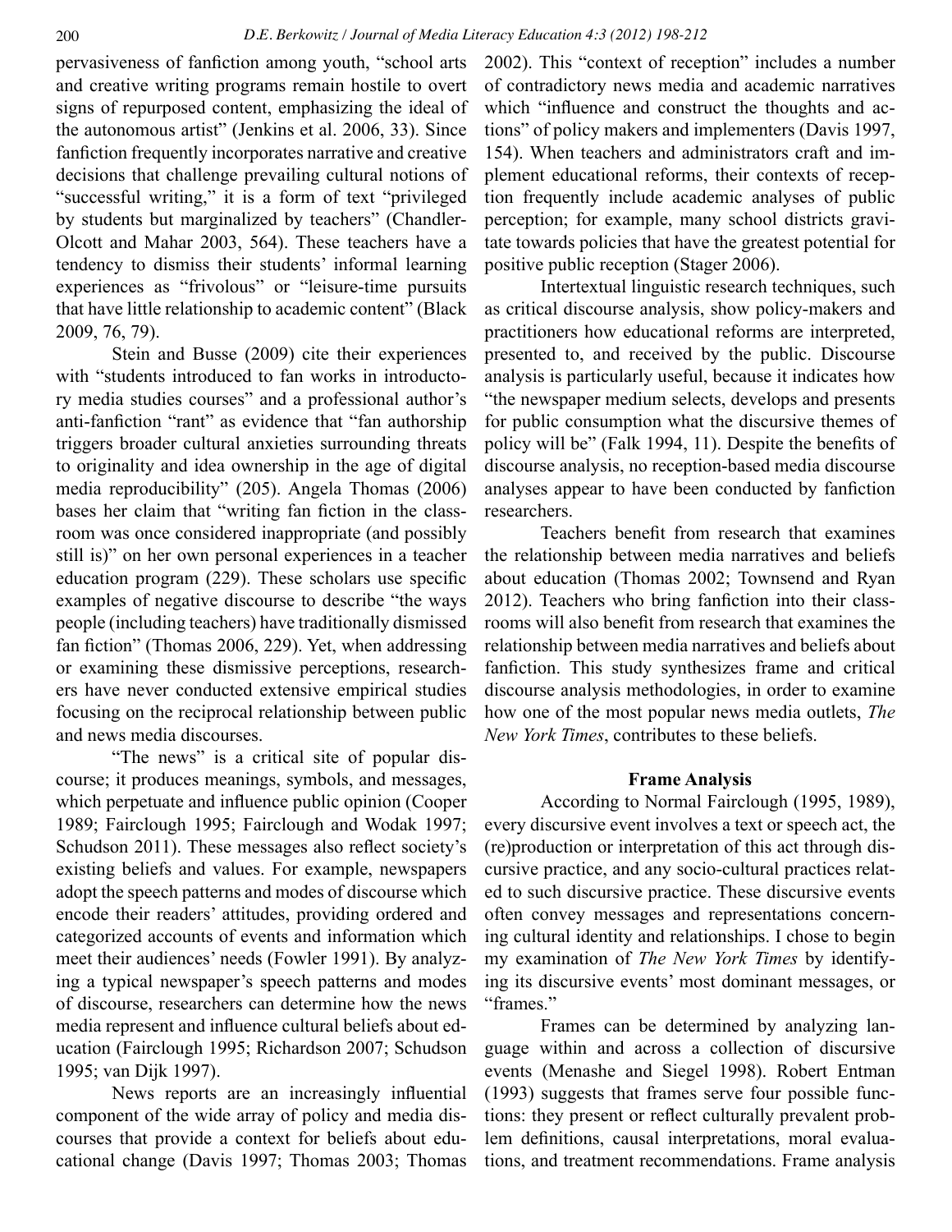pervasiveness of fanfiction among youth, "school arts and creative writing programs remain hostile to overt signs of repurposed content, emphasizing the ideal of the autonomous artist" (Jenkins et al. 2006, 33). Since fanfiction frequently incorporates narrative and creative decisions that challenge prevailing cultural notions of "successful writing," it is a form of text "privileged by students but marginalized by teachers" (Chandler-Olcott and Mahar 2003, 564). These teachers have a tendency to dismiss their students' informal learning experiences as "frivolous" or "leisure-time pursuits that have little relationship to academic content" (Black 2009, 76, 79).

Stein and Busse (2009) cite their experiences with "students introduced to fan works in introductory media studies courses" and a professional author's anti-fanfiction "rant" as evidence that "fan authorship triggers broader cultural anxieties surrounding threats to originality and idea ownership in the age of digital media reproducibility" (205). Angela Thomas (2006) bases her claim that "writing fan fiction in the classroom was once considered inappropriate (and possibly still is)" on her own personal experiences in a teacher education program (229). These scholars use specific examples of negative discourse to describe "the ways people (including teachers) have traditionally dismissed fan fiction" (Thomas 2006, 229). Yet, when addressing or examining these dismissive perceptions, researchers have never conducted extensive empirical studies focusing on the reciprocal relationship between public and news media discourses.

"The news" is a critical site of popular discourse; it produces meanings, symbols, and messages, which perpetuate and influence public opinion (Cooper 1989; Fairclough 1995; Fairclough and Wodak 1997; Schudson 2011). These messages also reflect society's existing beliefs and values. For example, newspapers adopt the speech patterns and modes of discourse which encode their readers' attitudes, providing ordered and categorized accounts of events and information which meet their audiences' needs (Fowler 1991). By analyzing a typical newspaper's speech patterns and modes of discourse, researchers can determine how the news media represent and influence cultural beliefs about education (Fairclough 1995; Richardson 2007; Schudson 1995; van Dijk 1997).

News reports are an increasingly influential component of the wide array of policy and media discourses that provide a context for beliefs about educational change (Davis 1997; Thomas 2003; Thomas 2002). This "context of reception" includes a number of contradictory news media and academic narratives which "influence and construct the thoughts and actions" of policy makers and implementers (Davis 1997, 154). When teachers and administrators craft and implement educational reforms, their contexts of reception frequently include academic analyses of public perception; for example, many school districts gravitate towards policies that have the greatest potential for positive public reception (Stager 2006).

Intertextual linguistic research techniques, such as critical discourse analysis, show policy-makers and practitioners how educational reforms are interpreted, presented to, and received by the public. Discourse analysis is particularly useful, because it indicates how "the newspaper medium selects, develops and presents for public consumption what the discursive themes of policy will be" (Falk 1994, 11). Despite the benefits of discourse analysis, no reception-based media discourse analyses appear to have been conducted by fanfiction researchers.

Teachers benefit from research that examines the relationship between media narratives and beliefs about education (Thomas 2002; Townsend and Ryan 2012). Teachers who bring fanfiction into their classrooms will also benefit from research that examines the relationship between media narratives and beliefs about fanfiction. This study synthesizes frame and critical discourse analysis methodologies, in order to examine how one of the most popular news media outlets, *The New York Times*, contributes to these beliefs.

## Frame Analysis

According to Normal Fairclough (1995, 1989), every discursive event involves a text or speech act, the (re)production or interpretation of this act through discursive practice, and any socio-cultural practices related to such discursive practice. These discursive events often convey messages and representations concerning cultural identity and relationships. I chose to begin my examination of *The New York Times* by identifying its discursive events' most dominant messages, or "frames."

Frames can be determined by analyzing language within and across a collection of discursive events (Menashe and Siegel 1998). Robert Entman (1993) suggests that frames serve four possible functions: they present or reflect culturally prevalent problem definitions, causal interpretations, moral evaluations, and treatment recommendations. Frame analysis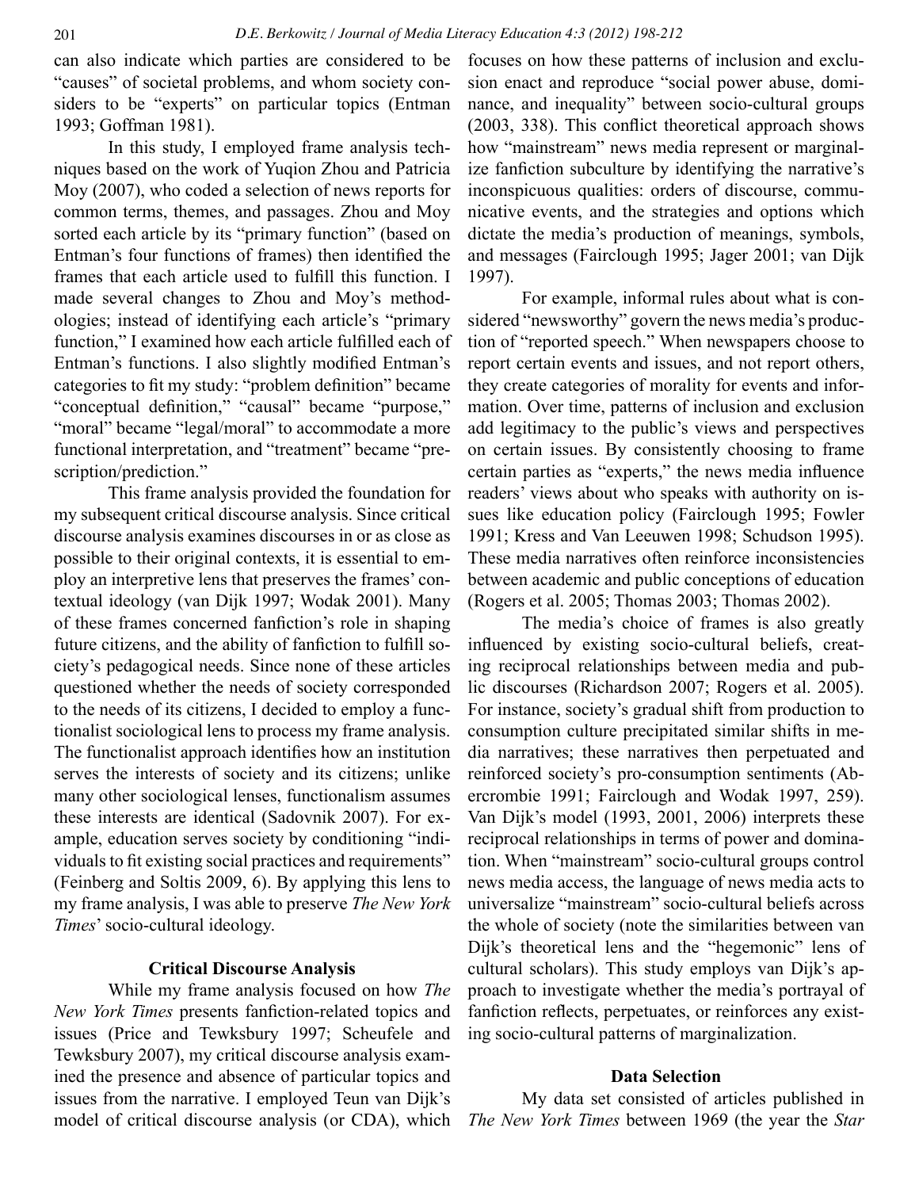can also indicate which parties are considered to be "causes" of societal problems, and whom society considers to be "experts" on particular topics (Entman 1993; Goffman 1981).

In this study, I employed frame analysis techniques based on the work of Yuqion Zhou and Patricia Moy (2007), who coded a selection of news reports for common terms, themes, and passages. Zhou and Moy sorted each article by its "primary function" (based on Entman's four functions of frames) then identified the frames that each article used to fulfill this function. I made several changes to Zhou and Moy's methodologies; instead of identifying each article's "primary function," I examined how each article fulfilled each of Entman's functions. I also slightly modified Entman's categories to fit my study: "problem definition" became "conceptual definition," "causal" became "purpose," "moral" became "legal/moral" to accommodate a more functional interpretation, and "treatment" became "prescription/prediction."

This frame analysis provided the foundation for my subsequent critical discourse analysis. Since critical discourse analysis examines discourses in or as close as possible to their original contexts, it is essential to employ an interpretive lens that preserves the frames' contextual ideology (van Dijk 1997; Wodak 2001). Many of these frames concerned fanfiction's role in shaping future citizens, and the ability of fanfiction to fulfill society's pedagogical needs. Since none of these articles questioned whether the needs of society corresponded to the needs of its citizens, I decided to employ a functionalist sociological lens to process my frame analysis. The functionalist approach identifies how an institution serves the interests of society and its citizens; unlike many other sociological lenses, functionalism assumes these interests are identical (Sadovnik 2007). For example, education serves society by conditioning "individuals to fit existing social practices and requirements" (Feinberg and Soltis 2009, 6). By applying this lens to my frame analysis, I was able to preserve *The New York Times*' socio-cultural ideology.

## Critical Discourse Analysis

While my frame analysis focused on how *The New York Times* presents fanfiction-related topics and issues (Price and Tewksbury 1997; Scheufele and Tewksbury 2007), my critical discourse analysis examined the presence and absence of particular topics and issues from the narrative. I employed Teun van Dijk's model of critical discourse analysis (or CDA), which focuses on how these patterns of inclusion and exclusion enact and reproduce "social power abuse, dominance, and inequality" between socio-cultural groups (2003, 338). This conflict theoretical approach shows how "mainstream" news media represent or marginalize fanfiction subculture by identifying the narrative's inconspicuous qualities: orders of discourse, communicative events, and the strategies and options which dictate the media's production of meanings, symbols, and messages (Fairclough 1995; Jager 2001; van Dijk 1997).

For example, informal rules about what is considered "newsworthy" govern the news media's production of "reported speech." When newspapers choose to report certain events and issues, and not report others, they create categories of morality for events and information. Over time, patterns of inclusion and exclusion add legitimacy to the public's views and perspectives on certain issues. By consistently choosing to frame certain parties as "experts," the news media influence readers' views about who speaks with authority on issues like education policy (Fairclough 1995; Fowler 1991; Kress and Van Leeuwen 1998; Schudson 1995). These media narratives often reinforce inconsistencies between academic and public conceptions of education (Rogers et al. 2005; Thomas 2003; Thomas 2002).

The media's choice of frames is also greatly influenced by existing socio-cultural beliefs, creating reciprocal relationships between media and public discourses (Richardson 2007; Rogers et al. 2005). For instance, society's gradual shift from production to consumption culture precipitated similar shifts in media narratives; these narratives then perpetuated and reinforced society's pro-consumption sentiments (Abercrombie 1991; Fairclough and Wodak 1997, 259). Van Dijk's model (1993, 2001, 2006) interprets these reciprocal relationships in terms of power and domination. When "mainstream" socio-cultural groups control news media access, the language of news media acts to universalize "mainstream" socio-cultural beliefs across the whole of society (note the similarities between van Dijk's theoretical lens and the "hegemonic" lens of cultural scholars). This study employs van Dijk's approach to investigate whether the media's portrayal of fanfiction reflects, perpetuates, or reinforces any existing socio-cultural patterns of marginalization.

## Data Selection

My data set consisted of articles published in *The New York Times* between 1969 (the year the *Star*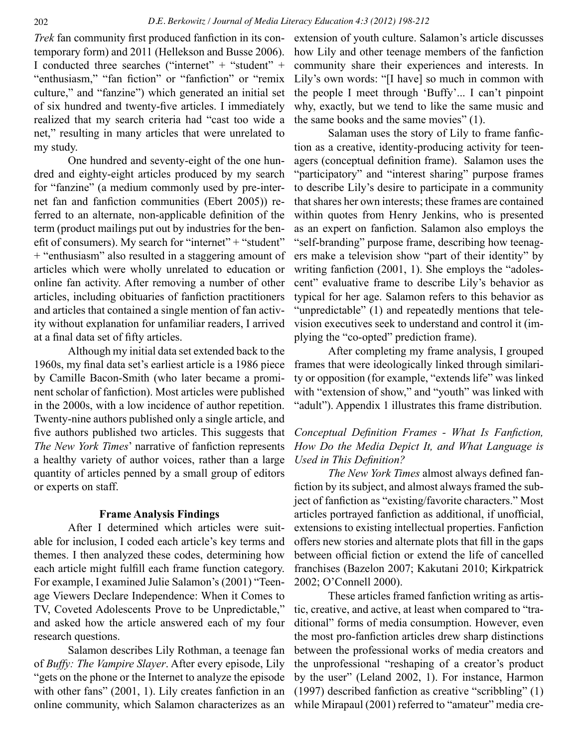*Trek* fan community first produced fanfiction in its contemporary form) and 2011 (Hellekson and Busse 2006). I conducted three searches ("internet" + "student" + "enthusiasm," "fan fiction" or "fanfiction" or "remix culture," and "fanzine") which generated an initial set of six hundred and twenty-five articles. I immediately realized that my search criteria had "cast too wide a net," resulting in many articles that were unrelated to my study.

One hundred and seventy-eight of the one hundred and eighty-eight articles produced by my search for "fanzine" (a medium commonly used by pre-internet fan and fanfiction communities (Ebert 2005)) referred to an alternate, non-applicable definition of the term (product mailings put out by industries for the benefit of consumers). My search for "internet" + "student" + "enthusiasm" also resulted in a staggering amount of articles which were wholly unrelated to education or online fan activity. After removing a number of other articles, including obituaries of fanfiction practitioners and articles that contained a single mention of fan activity without explanation for unfamiliar readers, I arrived at a final data set of fifty articles.

Although my initial data set extended back to the 1960s, my final data set's earliest article is a 1986 piece by Camille Bacon-Smith (who later became a prominent scholar of fanfiction). Most articles were published in the 2000s, with a low incidence of author repetition. Twenty-nine authors published only a single article, and five authors published two articles. This suggests that *The New York Times*' narrative of fanfiction represents a healthy variety of author voices, rather than a large quantity of articles penned by a small group of editors or experts on staff.

**Frame Analysis Findings**

After I determined which articles were suitable for inclusion, I coded each article's key terms and themes. I then analyzed these codes, determining how each article might fulfill each frame function category. For example, I examined Julie Salamon's (2001) "Teenage Viewers Declare Independence: When it Comes to TV, Coveted Adolescents Prove to be Unpredictable," and asked how the article answered each of my four research questions.

Salamon describes Lily Rothman, a teenage fan of *Buffy: The Vampire Slayer*. After every episode, Lily "gets on the phone or the Internet to analyze the episode with other fans" (2001, 1). Lily creates fanfiction in an online community, which Salamon characterizes as an extension of youth culture. Salamon's article discusses how Lily and other teenage members of the fanfiction community share their experiences and interests. In Lily's own words: "[I have] so much in common with the people I meet through 'Buffy'... I can't pinpoint why, exactly, but we tend to like the same music and the same books and the same movies" (1).

Salaman uses the story of Lily to frame fanfiction as a creative, identity-producing activity for teenagers (conceptual definition frame). Salamon uses the "participatory" and "interest sharing" purpose frames to describe Lily's desire to participate in a community that shares her own interests; these frames are contained within quotes from Henry Jenkins, who is presented as an expert on fanfiction. Salamon also employs the "self-branding" purpose frame, describing how teenagers make a television show "part of their identity" by writing fanfiction (2001, 1). She employs the "adolescent" evaluative frame to describe Lily's behavior as typical for her age. Salamon refers to this behavior as "unpredictable" (1) and repeatedly mentions that television executives seek to understand and control it (implying the "co-opted" prediction frame).

After completing my frame analysis, I grouped frames that were ideologically linked through similarity or opposition (for example, "extends life" was linked with "extension of show," and "youth" was linked with "adult"). Appendix 1 illustrates this frame distribution.

*Conceptual Definition Frames - What Is Fanfiction, How Do the Media Depict It, and What Language is Used in This Definition?*

*The New York Times* almost always defined fanfiction by its subject, and almost always framed the subject of fanfiction as "existing/favorite characters." Most articles portrayed fanfiction as additional, if unofficial, extensions to existing intellectual properties. Fanfiction offers new stories and alternate plots that fill in the gaps between official fiction or extend the life of cancelled franchises (Bazelon 2007; Kakutani 2010; Kirkpatrick 2002; O'Connell 2000).

These articles framed fanfiction writing as artistic, creative, and active, at least when compared to "traditional" forms of media consumption. However, even the most pro-fanfiction articles drew sharp distinctions between the professional works of media creators and the unprofessional "reshaping of a creator's product by the user" (Leland 2002, 1). For instance, Harmon (1997) described fanfiction as creative "scribbling" (1) while Mirapaul (2001) referred to "amateur" media cre-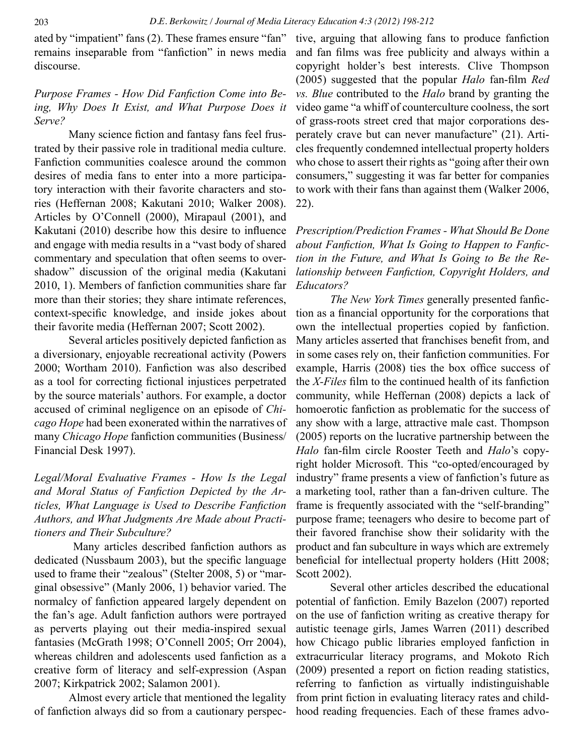ated by "impatient" fans (2). These frames ensure "fan" remains inseparable from "fanfiction" in news media discourse.

### *Purpose Frames - How Did Fanfiction Come into Being, Why Does It Exist, and What Purpose Does it Serve?*

Many science fiction and fantasy fans feel frustrated by their passive role in traditional media culture. Fanfiction communities coalesce around the common desires of media fans to enter into a more participatory interaction with their favorite characters and stories (Heffernan 2008; Kakutani 2010; Walker 2008). Articles by O'Connell (2000), Mirapaul (2001), and Kakutani (2010) describe how this desire to influence and engage with media results in a "vast body of shared commentary and speculation that often seems to overshadow" discussion of the original media (Kakutani 2010, 1). Members of fanfiction communities share far more than their stories; they share intimate references, context-specific knowledge, and inside jokes about their favorite media (Heffernan 2007; Scott 2002).

Several articles positively depicted fanfiction as a diversionary, enjoyable recreational activity (Powers 2000; Wortham 2010). Fanfiction was also described as a tool for correcting fictional injustices perpetrated by the source materials' authors. For example, a doctor accused of criminal negligence on an episode of *Chicago Hope* had been exonerated within the narratives of many *Chicago Hope* fanfiction communities (Business/Financial Desk 1997).

### *Legal/Moral Evaluative Frames - How Is the Legal and Moral Status of Fanfiction Depicted by the Articles, What Language is Used to Describe Fanfiction Authors, and What Judgments Are Made about Practitioners and Their Subculture?*

Many articles described fanfiction authors as dedicated (Nussbaum 2003), but the specific language used to frame their "zealous" (Stelter 2008, 5) or "marginal obsessive" (Manly 2006, 1) behavior varied. The normalcy of fanfiction appeared largely dependent on the fan's age. Adult fanfiction authors were portrayed as perverts playing out their media-inspired sexual fantasies (McGrath 1998; O'Connell 2005; Orr 2004), whereas children and adolescents used fanfiction as a creative form of literacy and self-expression (Aspan 2007; Kirkpatrick 2002; Salamon 2001).

Almost every article that mentioned the legality of fanfiction always did so from a cautionary perspective, arguing that allowing fans to produce fanfiction and fan films was free publicity and always within a copyright holder's best interests. Clive Thompson (2005) suggested that the popular *Halo* fan-film *Red vs. Blue* contributed to the *Halo* brand by granting the video game "a whiff of counterculture coolness, the sort of grass-roots street cred that major corporations desperately crave but can never manufacture" (21). Articles frequently condemned intellectual property holders who chose to assert their rights as "going after their own consumers," suggesting it was far better for companies to work with their fans than against them (Walker 2006, 22).

### *Prescription/Prediction Frames - What Should Be Done about Fanfiction, What Is Going to Happen to Fanfiction in the Future, and What Is Going to Be the Relationship between Fanfiction, Copyright Holders, and Educators?*

*The New York Times* generally presented fanfiction as a financial opportunity for the corporations that own the intellectual properties copied by fanfiction. Many articles asserted that franchises benefit from, and in some cases rely on, their fanfiction communities. For example, Harris (2008) ties the box office success of the *X-Files* film to the continued health of its fanfiction community, while Heffernan (2008) depicts a lack of homoerotic fanfiction as problematic for the success of any show with a large, attractive male cast. Thompson (2005) reports on the lucrative partnership between the *Halo* fan-film circle Rooster Teeth and *Halo*'s copyright holder Microsoft. This "co-opted/encouraged by industry" frame presents a view of fanfiction's future as a marketing tool, rather than a fan-driven culture. The frame is frequently associated with the "self-branding" purpose frame; teenagers who desire to become part of their favored franchise show their solidarity with the product and fan subculture in ways which are extremely beneficial for intellectual property holders (Hitt 2008; Scott 2002).

Several other articles described the educational potential of fanfiction. Emily Bazelon (2007) reported on the use of fanfiction writing as creative therapy for autistic teenage girls, James Warren (2011) described how Chicago public libraries employed fanfiction in extracurricular literacy programs, and Mokoto Rich (2009) presented a report on fiction reading statistics, referring to fanfiction as virtually indistinguishable from print fiction in evaluating literacy rates and childhood reading frequencies. Each of these frames advo-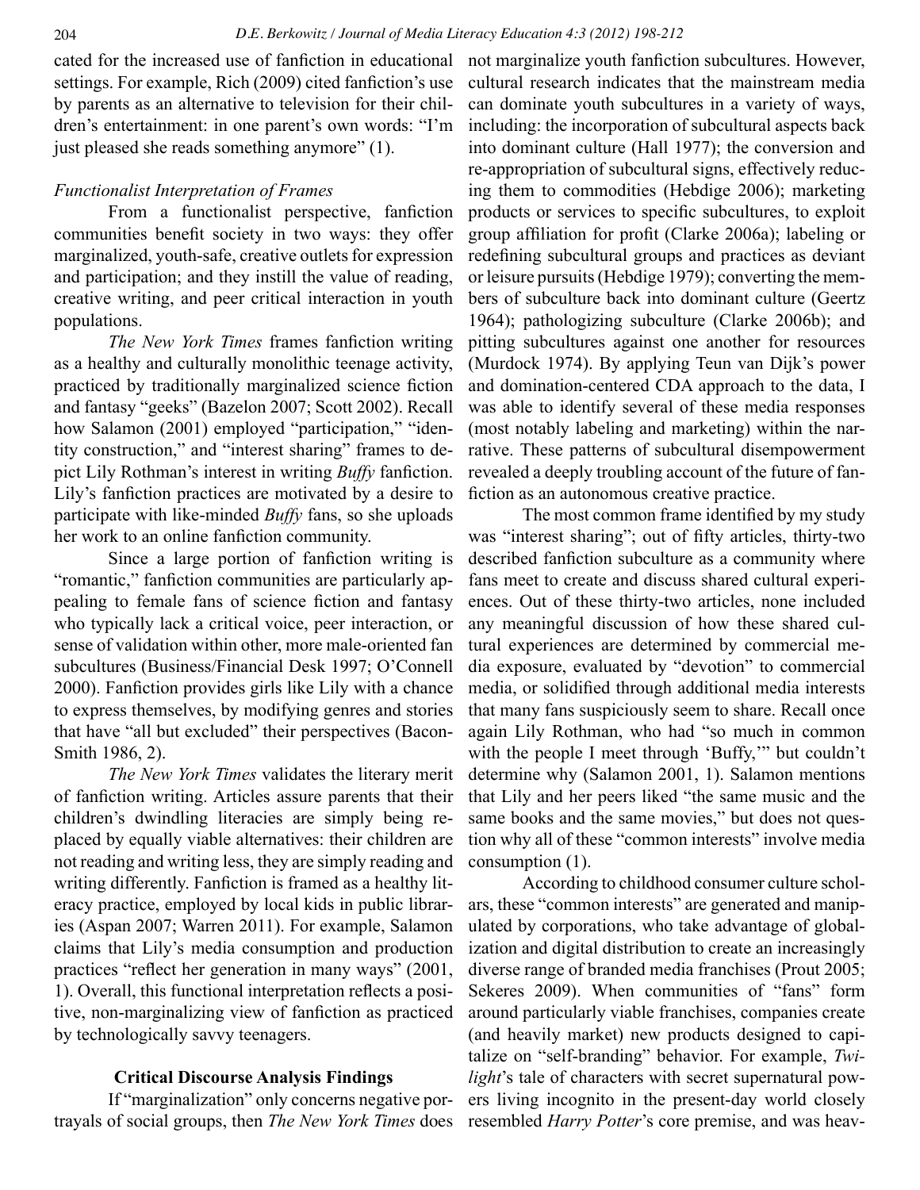cated for the increased use of fanfiction in educational settings. For example, Rich (2009) cited fanfiction's use by parents as an alternative to television for their children's entertainment: in one parent's own words: "I'm just pleased she reads something anymore" (1).

*Functionalist Interpretation of Frames*

From a functionalist perspective, fanfiction communities benefit society in two ways: they offer marginalized, youth-safe, creative outlets for expression and participation; and they instill the value of reading, creative writing, and peer critical interaction in youth populations.

*The New York Times* frames fanfiction writing as a healthy and culturally monolithic teenage activity, practiced by traditionally marginalized science fiction and fantasy "geeks" (Bazelon 2007; Scott 2002). Recall how Salamon (2001) employed "participation," "identity construction," and "interest sharing" frames to depict Lily Rothman's interest in writing *Buffy* fanfiction. Lily's fanfiction practices are motivated by a desire to participate with like-minded *Buffy* fans, so she uploads her work to an online fanfiction community.

Since a large portion of fanfiction writing is "romantic," fanfiction communities are particularly appealing to female fans of science fiction and fantasy who typically lack a critical voice, peer interaction, or sense of validation within other, more male-oriented fan subcultures (Business/Financial Desk 1997; O'Connell 2000). Fanfiction provides girls like Lily with a chance to express themselves, by modifying genres and stories that have "all but excluded" their perspectives (Bacon-Smith 1986, 2).

*The New York Times* validates the literary merit of fanfiction writing. Articles assure parents that their children's dwindling literacies are simply being replaced by equally viable alternatives: their children are not reading and writing less, they are simply reading and writing differently. Fanfiction is framed as a healthy literacy practice, employed by local kids in public libraries (Aspan 2007; Warren 2011). For example, Salamon claims that Lily's media consumption and production practices "reflect her generation in many ways" (2001, 1). Overall, this functional interpretation reflects a positive, non-marginalizing view of fanfiction as practiced by technologically savvy teenagers.

## Critical Discourse Analysis Findings

If "marginalization" only concerns negative portrayals of social groups, then *The New York Times* does not marginalize youth fanfiction subcultures. However, cultural research indicates that the mainstream media can dominate youth subcultures in a variety of ways, including: the incorporation of subcultural aspects back into dominant culture (Hall 1977); the conversion and re-appropriation of subcultural signs, effectively reducing them to commodities (Hebdige 2006); marketing products or services to specific subcultures, to exploit group affiliation for profit (Clarke 2006a); labeling or redefining subcultural groups and practices as deviant or leisure pursuits (Hebdige 1979); converting the members of subculture back into dominant culture (Geertz 1964); pathologizing subculture (Clarke 2006b); and pitting subcultures against one another for resources (Murdock 1974). By applying Teun van Dijk's power and domination-centered CDA approach to the data, I was able to identify several of these media responses (most notably labeling and marketing) within the narrative. These patterns of subcultural disempowerment revealed a deeply troubling account of the future of fanfiction as an autonomous creative practice.

The most common frame identified by my study was "interest sharing"; out of fifty articles, thirty-two described fanfiction subculture as a community where fans meet to create and discuss shared cultural experiences. Out of these thirty-two articles, none included any meaningful discussion of how these shared cultural experiences are determined by commercial media exposure, evaluated by "devotion" to commercial media, or solidified through additional media interests that many fans suspiciously seem to share. Recall once again Lily Rothman, who had "so much in common with the people I meet through 'Buffy,'" but couldn't determine why (Salamon 2001, 1). Salamon mentions that Lily and her peers liked "the same music and the same books and the same movies," but does not question why all of these "common interests" involve media consumption (1).

According to childhood consumer culture scholars, these "common interests" are generated and manipulated by corporations, who take advantage of globalization and digital distribution to create an increasingly diverse range of branded media franchises (Prout 2005; Sekeres 2009). When communities of "fans" form around particularly viable franchises, companies create (and heavily market) new products designed to capitalize on "self-branding" behavior. For example, *Twilight*'s tale of characters with secret supernatural powers living incognito in the present-day world closely resembled *Harry Potter*'s core premise, and was heav-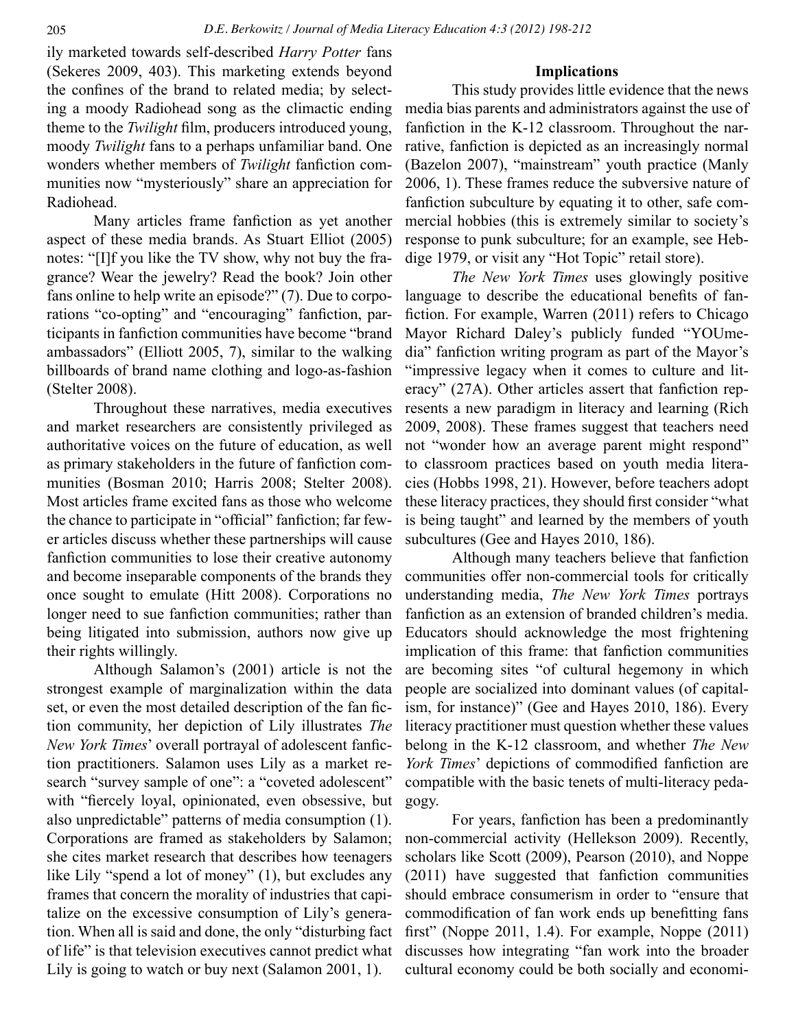ily marketed towards self-described *Harry Potter* fans (Sekeres 2009, 403). This marketing extends beyond the confines of the brand to related media; by selecting a moody Radiohead song as the climactic ending theme to the *Twilight* film, producers introduced young, moody *Twilight* fans to a perhaps unfamiliar band. One wonders whether members of *Twilight* fanfiction communities now "mysteriously" share an appreciation for Radiohead.

Many articles frame fanfiction as yet another aspect of these media brands. As Stuart Elliot (2005) notes: "[I]f you like the TV show, why not buy the fragrance? Wear the jewelry? Read the book? Join other fans online to help write an episode?" (7). Due to corporations "co-opting" and "encouraging" fanfiction, participants in fanfiction communities have become "brand ambassadors" (Elliott 2005, 7), similar to the walking billboards of brand name clothing and logo-as-fashion (Stelter 2008).

Throughout these narratives, media executives and market researchers are consistently privileged as authoritative voices on the future of education, as well as primary stakeholders in the future of fanfiction communities (Bosman 2010; Harris 2008; Stelter 2008). Most articles frame excited fans as those who welcome the chance to participate in "official" fanfiction; far fewer articles discuss whether these partnerships will cause fanfiction communities to lose their creative autonomy and become inseparable components of the brands they once sought to emulate (Hitt 2008). Corporations no longer need to sue fanfiction communities; rather than being litigated into submission, authors now give up their rights willingly.

Although Salamon's (2001) article is not the strongest example of marginalization within the data set, or even the most detailed description of the fan fiction community, her depiction of Lily illustrates *The New York Times*' overall portrayal of adolescent fanfiction practitioners. Salamon uses Lily as a market research "survey sample of one": a "coveted adolescent" with "fiercely loyal, opinionated, even obsessive, but also unpredictable" patterns of media consumption (1). Corporations are framed as stakeholders by Salamon; she cites market research that describes how teenagers like Lily "spend a lot of money" (1), but excludes any frames that concern the morality of industries that capitalize on the excessive consumption of Lily's generation. When all is said and done, the only "disturbing fact of life" is that television executives cannot predict what Lily is going to watch or buy next (Salamon 2001, 1).

## Implications

This study provides little evidence that the news media bias parents and administrators against the use of fanfiction in the K-12 classroom. Throughout the narrative, fanfiction is depicted as an increasingly normal (Bazelon 2007), "mainstream" youth practice (Manly 2006, 1). These frames reduce the subversive nature of fanfiction subculture by equating it to other, safe commercial hobbies (this is extremely similar to society's response to punk subculture; for an example, see Hebdige 1979, or visit any "Hot Topic" retail store).

*The New York Times* uses glowingly positive language to describe the educational benefits of fanfiction. For example, Warren (2011) refers to Chicago Mayor Richard Daley's publicly funded "YOUmedia" fanfiction writing program as part of the Mayor's "impressive legacy when it comes to culture and literacy" (27A). Other articles assert that fanfiction represents a new paradigm in literacy and learning (Rich 2009, 2008). These frames suggest that teachers need not "wonder how an average parent might respond" to classroom practices based on youth media literacies (Hobbs 1998, 21). However, before teachers adopt these literacy practices, they should first consider "what is being taught" and learned by the members of youth subcultures (Gee and Hayes 2010, 186).

Although many teachers believe that fanfiction communities offer non-commercial tools for critically understanding media, *The New York Times* portrays fanfiction as an extension of branded children's media. Educators should acknowledge the most frightening implication of this frame: that fanfiction communities are becoming sites "of cultural hegemony in which people are socialized into dominant values (of capitalism, for instance)" (Gee and Hayes 2010, 186). Every literacy practitioner must question whether these values belong in the K-12 classroom, and whether *The New York Times*' depictions of commodified fanfiction are compatible with the basic tenets of multi-literacy pedagogy.

For years, fanfiction has been a predominantly non-commercial activity (Hellekson 2009). Recently, scholars like Scott (2009), Pearson (2010), and Noppe (2011) have suggested that fanfiction communities should embrace consumerism in order to "ensure that commodification of fan work ends up benefitting fans first" (Noppe 2011, 1.4). For example, Noppe (2011) discusses how integrating "fan work into the broader cultural economy could be both socially and economi-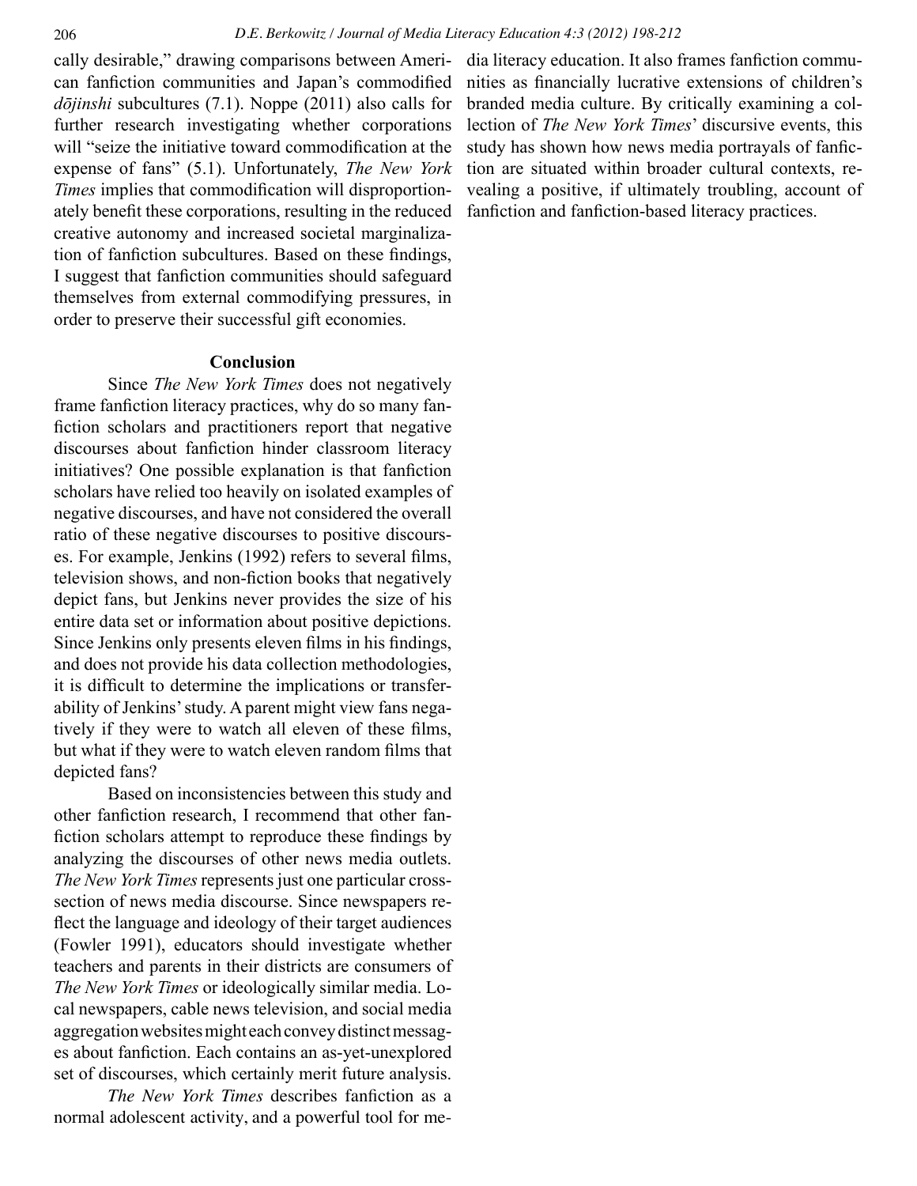cally desirable," drawing comparisons between American fanfiction communities and Japan's commodified *dōjinshi* subcultures (7.1). Noppe (2011) also calls for further research investigating whether corporations will "seize the initiative toward commodification at the expense of fans" (5.1). Unfortunately, *The New York Times* implies that commodification will disproportionately benefit these corporations, resulting in the reduced creative autonomy and increased societal marginalization of fanfiction subcultures. Based on these findings, I suggest that fanfiction communities should safeguard themselves from external commodifying pressures, in order to preserve their successful gift economies.

## Conclusion

Since *The New York Times* does not negatively frame fanfiction literacy practices, why do so many fanfiction scholars and practitioners report that negative discourses about fanfiction hinder classroom literacy initiatives? One possible explanation is that fanfiction scholars have relied too heavily on isolated examples of negative discourses, and have not considered the overall ratio of these negative discourses to positive discourses. For example, Jenkins (1992) refers to several films, television shows, and non-fiction books that negatively depict fans, but Jenkins never provides the size of his entire data set or information about positive depictions. Since Jenkins only presents eleven films in his findings, and does not provide his data collection methodologies, it is difficult to determine the implications or transferability of Jenkins' study. A parent might view fans negatively if they were to watch all eleven of these films, but what if they were to watch eleven random films that depicted fans?

Based on inconsistencies between this study and other fanfiction research, I recommend that other fanfiction scholars attempt to reproduce these findings by analyzing the discourses of other news media outlets. *The New York Times* represents just one particular cross-section of news media discourse. Since newspapers reflect the language and ideology of their target audiences (Fowler 1991), educators should investigate whether teachers and parents in their districts are consumers of *The New York Times* or ideologically similar media. Local newspapers, cable news television, and social media aggregation websites might each convey distinct messages about fanfiction. Each contains an as-yet-unexplored set of discourses, which certainly merit future analysis.

*The New York Times* describes fanfiction as a normal adolescent activity, and a powerful tool for media literacy education. It also frames fanfiction communities as financially lucrative extensions of children's branded media culture. By critically examining a collection of *The New York Times*' discursive events, this study has shown how news media portrayals of fanfiction are situated within broader cultural contexts, revealing a positive, if ultimately troubling, account of fanfiction and fanfiction-based literacy practices.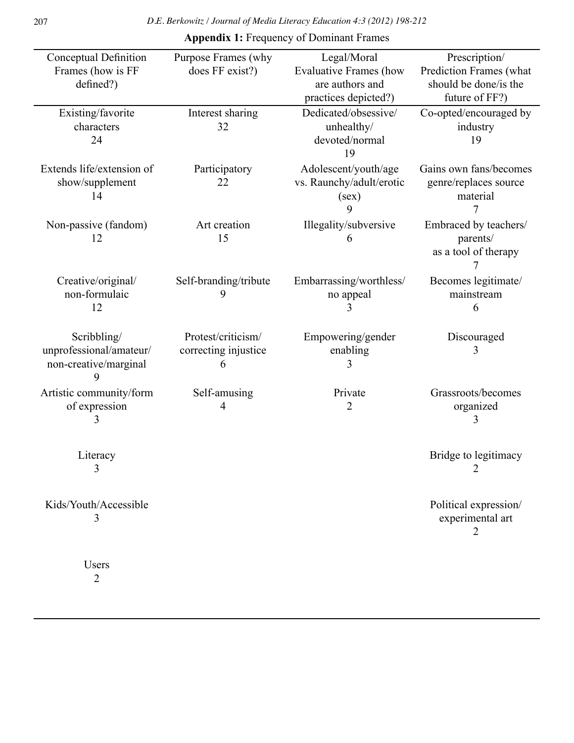**Appendix 1:** Frequency of Dominant Frames

| Conceptual Definition Frames (how is FF defined?) | Purpose Frames (why does FF exist?) | Legal/Moral Evaluative Frames (how are authors and practices depicted?) | Prescription/ Prediction Frames (what should be done/is the future of FF?) |
|---|---|---|---|
| Existing/favorite characters 24 | Interest sharing 32 | Dedicated/obsessive/ unhealthy/ devoted/normal 19 | Co-opted/encouraged by industry 19 |
| Extends life/extension of show/supplement 14 | Participatory 22 | Adolescent/youth/age vs. Raunchy/adult/erotic (sex) 9 | Gains own fans/becomes genre/replaces source material 7 |
| Non-passive (fandom) 12 | Art creation 15 | Illegality/subversive 6 | Embraced by teachers/ parents/ as a tool of therapy 7 |
| Creative/original/ non-formulaic 12 | Self-branding/tribute 9 | Embarrassing/worthless/ no appeal 3 | Becomes legitimate/ mainstream 6 |
| Scribbling/ unprofessional/amateur/ non-creative/marginal 9 | Protest/criticism/ correcting injustice 6 | Empowering/gender enabling 3 | Discouraged 3 |
| Artistic community/form of expression 3 | Self-amusing 4 | Private 2 | Grassroots/becomes organized 3 |
| Literacy 3 | | | Bridge to legitimacy 2 |
| Kids/Youth/Accessible 3 | | | Political expression/ experimental art 2 |
| Users 2 | | | |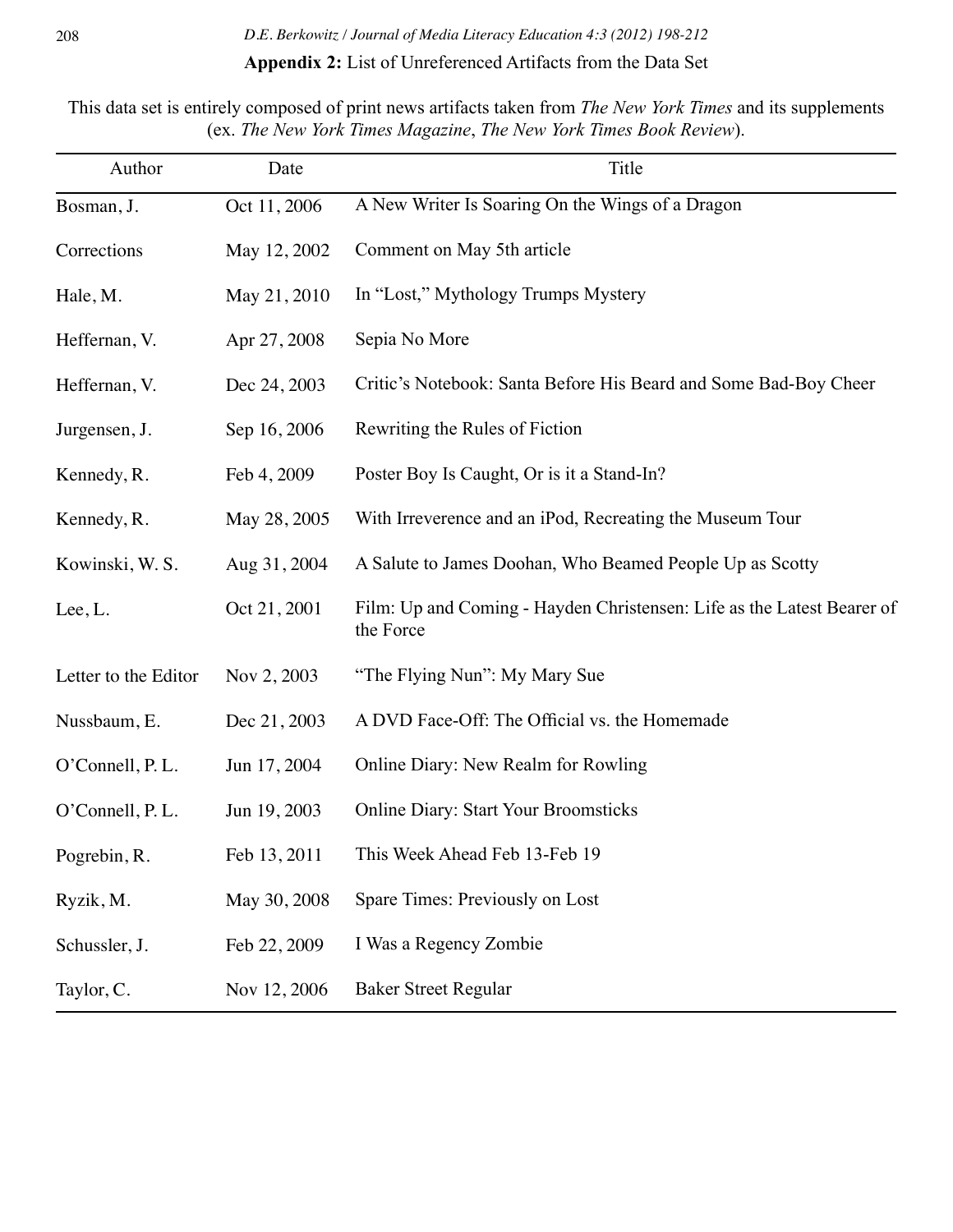**Appendix 2:** List of Unreferenced Artifacts from the Data Set

This data set is entirely composed of print news artifacts taken from *The New York Times* and its supplements (ex. *The New York Times Magazine*, *The New York Times Book Review*).

| Author | Date | Title |
|---|---|---|
| Bosman, J. | Oct 11, 2006 | A New Writer Is Soaring On the Wings of a Dragon |
| Corrections | May 12, 2002 | Comment on May 5th article |
| Hale, M. | May 21, 2010 | In "Lost," Mythology Trumps Mystery |
| Heffernan, V. | Apr 27, 2008 | Sepia No More |
| Heffernan, V. | Dec 24, 2003 | Critic's Notebook: Santa Before His Beard and Some Bad-Boy Cheer |
| Jurgensen, J. | Sep 16, 2006 | Rewriting the Rules of Fiction |
| Kennedy, R. | Feb 4, 2009 | Poster Boy Is Caught, Or is it a Stand-In? |
| Kennedy, R. | May 28, 2005 | With Irreverence and an iPod, Recreating the Museum Tour |
| Kowinski, W. S. | Aug 31, 2004 | A Salute to James Doohan, Who Beamed People Up as Scotty |
| Lee, L. | Oct 21, 2001 | Film: Up and Coming - Hayden Christensen: Life as the Latest Bearer of the Force |
| Letter to the Editor | Nov 2, 2003 | "The Flying Nun": My Mary Sue |
| Nussbaum, E. | Dec 21, 2003 | A DVD Face-Off: The Official vs. the Homemade |
| O'Connell, P. L. | Jun 17, 2004 | Online Diary: New Realm for Rowling |
| O'Connell, P. L. | Jun 19, 2003 | Online Diary: Start Your Broomsticks |
| Pogrebin, R. | Feb 13, 2011 | This Week Ahead Feb 13-Feb 19 |
| Ryzik, M. | May 30, 2008 | Spare Times: Previously on Lost |
| Schussler, J. | Feb 22, 2009 | I Was a Regency Zombie |
| Taylor, C. | Nov 12, 2006 | Baker Street Regular |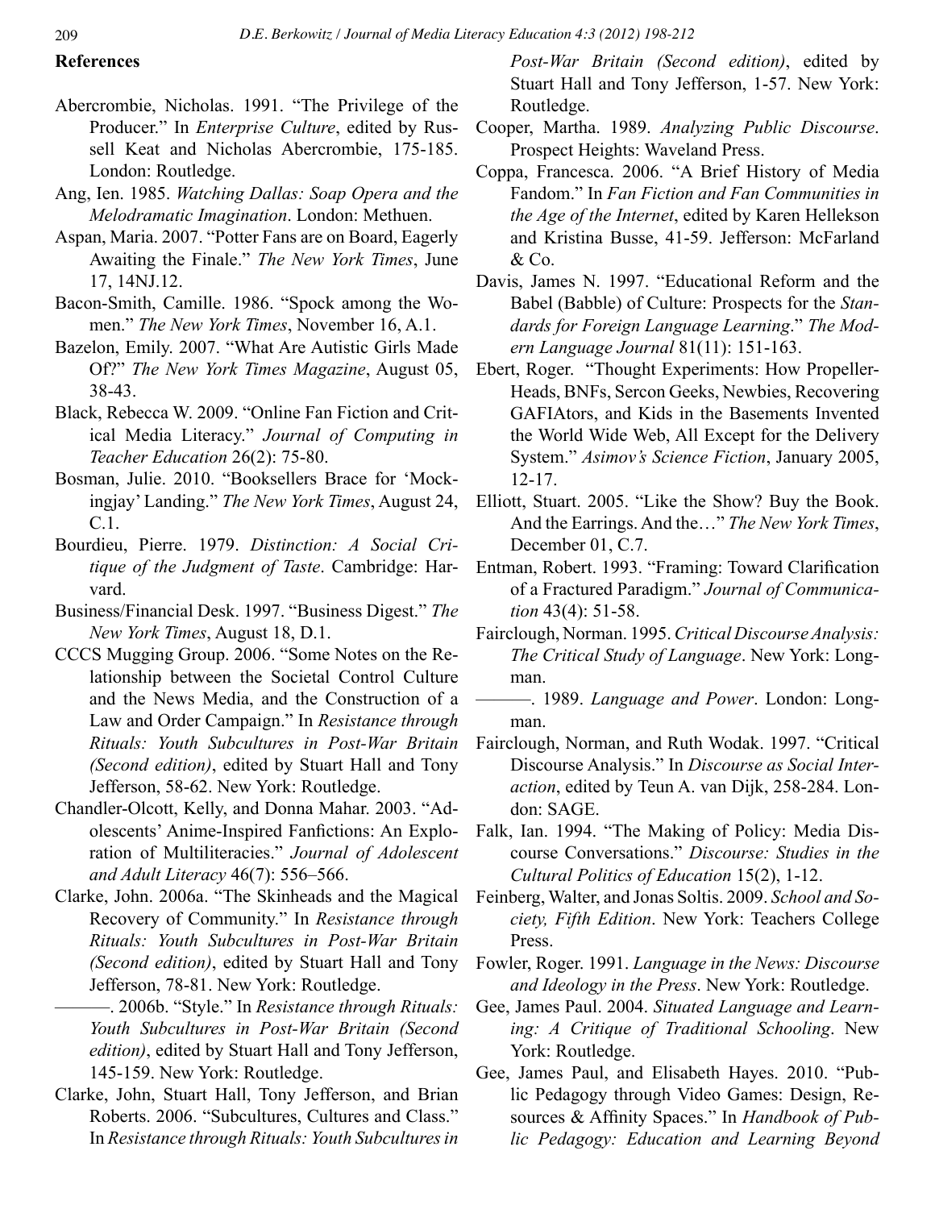## References

Abercrombie, Nicholas. 1991. "The Privilege of the Producer." In *Enterprise Culture*, edited by Russell Keat and Nicholas Abercrombie, 175-185. London: Routledge.

Ang, Ien. 1985. *Watching Dallas: Soap Opera and the Melodramatic Imagination*. London: Methuen.

Aspan, Maria. 2007. "Potter Fans are on Board, Eagerly Awaiting the Finale." *The New York Times*, June 17, 14NJ.12.

Bacon-Smith, Camille. 1986. "Spock among the Women." *The New York Times*, November 16, A.1.

Bazelon, Emily. 2007. "What Are Autistic Girls Made Of?" *The New York Times Magazine*, August 05, 38-43.

Black, Rebecca W. 2009. "Online Fan Fiction and Critical Media Literacy." *Journal of Computing in Teacher Education* 26(2): 75-80.

Bosman, Julie. 2010. "Booksellers Brace for 'Mockingjay' Landing." *The New York Times*, August 24, C.1.

Bourdieu, Pierre. 1979. *Distinction: A Social Critique of the Judgment of Taste*. Cambridge: Harvard.

Business/Financial Desk. 1997. "Business Digest." *The New York Times*, August 18, D.1.

CCCS Mugging Group. 2006. "Some Notes on the Relationship between the Societal Control Culture and the News Media, and the Construction of a Law and Order Campaign." In *Resistance through Rituals: Youth Subcultures in Post-War Britain (Second edition)*, edited by Stuart Hall and Tony Jefferson, 58-62. New York: Routledge.

Chandler-Olcott, Kelly, and Donna Mahar. 2003. "Adolescents' Anime-Inspired Fanfictions: An Exploration of Multiliteracies." *Journal of Adolescent and Adult Literacy* 46(7): 556–566.

Clarke, John. 2006a. "The Skinheads and the Magical Recovery of Community." In *Resistance through Rituals: Youth Subcultures in Post-War Britain (Second edition)*, edited by Stuart Hall and Tony Jefferson, 78-81. New York: Routledge.

———. 2006b. "Style." In *Resistance through Rituals: Youth Subcultures in Post-War Britain (Second edition)*, edited by Stuart Hall and Tony Jefferson, 145-159. New York: Routledge.

Clarke, John, Stuart Hall, Tony Jefferson, and Brian Roberts. 2006. "Subcultures, Cultures and Class." In *Resistance through Rituals: Youth Subcultures in Post-War Britain (Second edition)*, edited by Stuart Hall and Tony Jefferson, 1-57. New York: Routledge.

Cooper, Martha. 1989. *Analyzing Public Discourse*. Prospect Heights: Waveland Press.

Coppa, Francesca. 2006. "A Brief History of Media Fandom." In *Fan Fiction and Fan Communities in the Age of the Internet*, edited by Karen Hellekson and Kristina Busse, 41-59. Jefferson: McFarland & Co.

Davis, James N. 1997. "Educational Reform and the Babel (Babble) of Culture: Prospects for the *Standards for Foreign Language Learning*." *The Modern Language Journal* 81(11): 151-163.

Ebert, Roger. "Thought Experiments: How Propeller-Heads, BNFs, Sercon Geeks, Newbies, Recovering GAFIAtors, and Kids in the Basements Invented the World Wide Web, All Except for the Delivery System." *Asimov's Science Fiction*, January 2005, 12-17.

Elliott, Stuart. 2005. "Like the Show? Buy the Book. And the Earrings. And the…" *The New York Times*, December 01, C.7.

Entman, Robert. 1993. "Framing: Toward Clarification of a Fractured Paradigm." *Journal of Communication* 43(4): 51-58.

Fairclough, Norman. 1995. *Critical Discourse Analysis: The Critical Study of Language*. New York: Longman.

———. 1989. *Language and Power*. London: Longman.

Fairclough, Norman, and Ruth Wodak. 1997. "Critical Discourse Analysis." In *Discourse as Social Interaction*, edited by Teun A. van Dijk, 258-284. London: SAGE.

Falk, Ian. 1994. "The Making of Policy: Media Discourse Conversations." *Discourse: Studies in the Cultural Politics of Education* 15(2), 1-12.

Feinberg, Walter, and Jonas Soltis. 2009. *School and Society, Fifth Edition*. New York: Teachers College Press.

Fowler, Roger. 1991. *Language in the News: Discourse and Ideology in the Press*. New York: Routledge.

Gee, James Paul. 2004. *Situated Language and Learning: A Critique of Traditional Schooling*. New York: Routledge.

Gee, James Paul, and Elisabeth Hayes. 2010. "Public Pedagogy through Video Games: Design, Resources & Affinity Spaces." In *Handbook of Public Pedagogy: Education and Learning Beyond*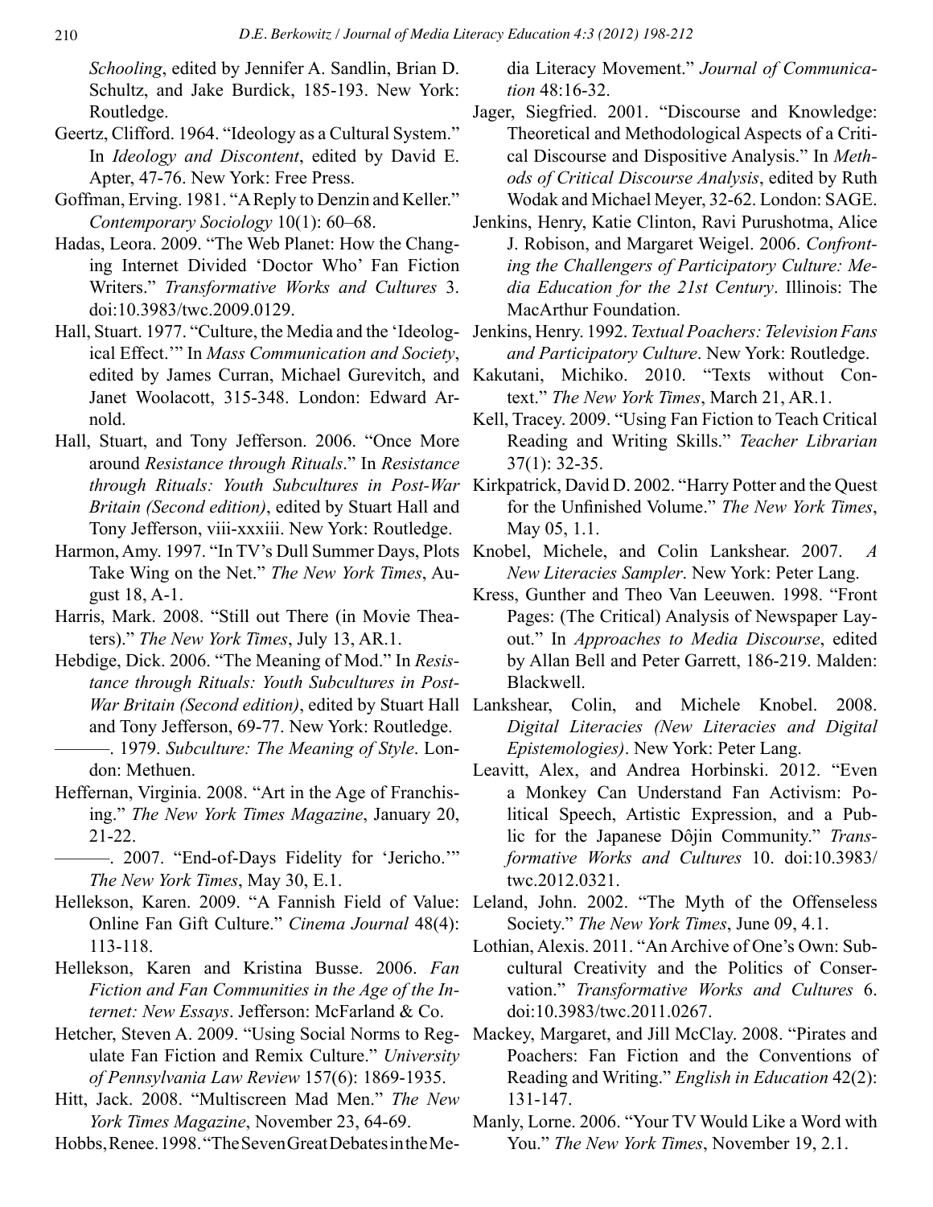*Schooling*, edited by Jennifer A. Sandlin, Brian D. Schultz, and Jake Burdick, 185-193. New York: Routledge.

Geertz, Clifford. 1964. "Ideology as a Cultural System." In *Ideology and Discontent*, edited by David E. Apter, 47-76. New York: Free Press.

Goffman, Erving. 1981. "A Reply to Denzin and Keller." *Contemporary Sociology* 10(1): 60–68.

Hadas, Leora. 2009. "The Web Planet: How the Changing Internet Divided 'Doctor Who' Fan Fiction Writers." *Transformative Works and Cultures* 3. doi:10.3983/twc.2009.0129.

Hall, Stuart. 1977. "Culture, the Media and the 'Ideological Effect.'" In *Mass Communication and Society*, edited by James Curran, Michael Gurevitch, and Janet Woolacott, 315-348. London: Edward Arnold.

Hall, Stuart, and Tony Jefferson. 2006. "Once More around *Resistance through Rituals*." In *Resistance through Rituals: Youth Subcultures in Post-War Britain (Second edition)*, edited by Stuart Hall and Tony Jefferson, viii-xxxiii. New York: Routledge.

Harmon, Amy. 1997. "In TV's Dull Summer Days, Plots Take Wing on the Net." *The New York Times*, August 18, A-1.

Harris, Mark. 2008. "Still out There (in Movie Theaters)." *The New York Times*, July 13, AR.1.

Hebdige, Dick. 2006. "The Meaning of Mod." In *Resistance through Rituals: Youth Subcultures in Post-War Britain (Second edition)*, edited by Stuart Hall and Tony Jefferson, 69-77. New York: Routledge.

———. 1979. *Subculture: The Meaning of Style*. London: Methuen.

Heffernan, Virginia. 2008. "Art in the Age of Franchising." *The New York Times Magazine*, January 20, 21-22.

———. 2007. "End-of-Days Fidelity for 'Jericho.'" *The New York Times*, May 30, E.1.

Hellekson, Karen. 2009. "A Fannish Field of Value: Online Fan Gift Culture." *Cinema Journal* 48(4): 113-118.

Hellekson, Karen and Kristina Busse. 2006. *Fan Fiction and Fan Communities in the Age of the Internet: New Essays*. Jefferson: McFarland & Co.

Hetcher, Steven A. 2009. "Using Social Norms to Regulate Fan Fiction and Remix Culture." *University of Pennsylvania Law Review* 157(6): 1869-1935.

Hitt, Jack. 2008. "Multiscreen Mad Men." *The New York Times Magazine*, November 23, 64-69.

Hobbs, Renee. 1998. "The Seven Great Debates in the Media Literacy Movement." *Journal of Communication* 48:16-32.

Jager, Siegfried. 2001. "Discourse and Knowledge: Theoretical and Methodological Aspects of a Critical Discourse and Dispositive Analysis." In *Methods of Critical Discourse Analysis*, edited by Ruth Wodak and Michael Meyer, 32-62. London: SAGE.

Jenkins, Henry, Katie Clinton, Ravi Purushotma, Alice J. Robison, and Margaret Weigel. 2006. *Confronting the Challengers of Participatory Culture: Media Education for the 21st Century*. Illinois: The MacArthur Foundation.

Jenkins, Henry. 1992. *Textual Poachers: Television Fans and Participatory Culture*. New York: Routledge.

Kakutani, Michiko. 2010. "Texts without Context." *The New York Times*, March 21, AR.1.

Kell, Tracey. 2009. "Using Fan Fiction to Teach Critical Reading and Writing Skills." *Teacher Librarian* 37(1): 32-35.

Kirkpatrick, David D. 2002. "Harry Potter and the Quest for the Unfinished Volume." *The New York Times*, May 05, 1.1.

Knobel, Michele, and Colin Lankshear. 2007. *A New Literacies Sampler*. New York: Peter Lang.

Kress, Gunther and Theo Van Leeuwen. 1998. "Front Pages: (The Critical) Analysis of Newspaper Layout." In *Approaches to Media Discourse*, edited by Allan Bell and Peter Garrett, 186-219. Malden: Blackwell.

Lankshear, Colin, and Michele Knobel. 2008. *Digital Literacies (New Literacies and Digital Epistemologies)*. New York: Peter Lang.

Leavitt, Alex, and Andrea Horbinski. 2012. "Even a Monkey Can Understand Fan Activism: Political Speech, Artistic Expression, and a Public for the Japanese Dôjin Community." *Transformative Works and Cultures* 10. doi:10.3983/twc.2012.0321.

Leland, John. 2002. "The Myth of the Offenseless Society." *The New York Times*, June 09, 4.1.

Lothian, Alexis. 2011. "An Archive of One's Own: Subcultural Creativity and the Politics of Conservation." *Transformative Works and Cultures* 6. doi:10.3983/twc.2011.0267.

Mackey, Margaret, and Jill McClay. 2008. "Pirates and Poachers: Fan Fiction and the Conventions of Reading and Writing." *English in Education* 42(2): 131-147.

Manly, Lorne. 2006. "Your TV Would Like a Word with You." *The New York Times*, November 19, 2.1.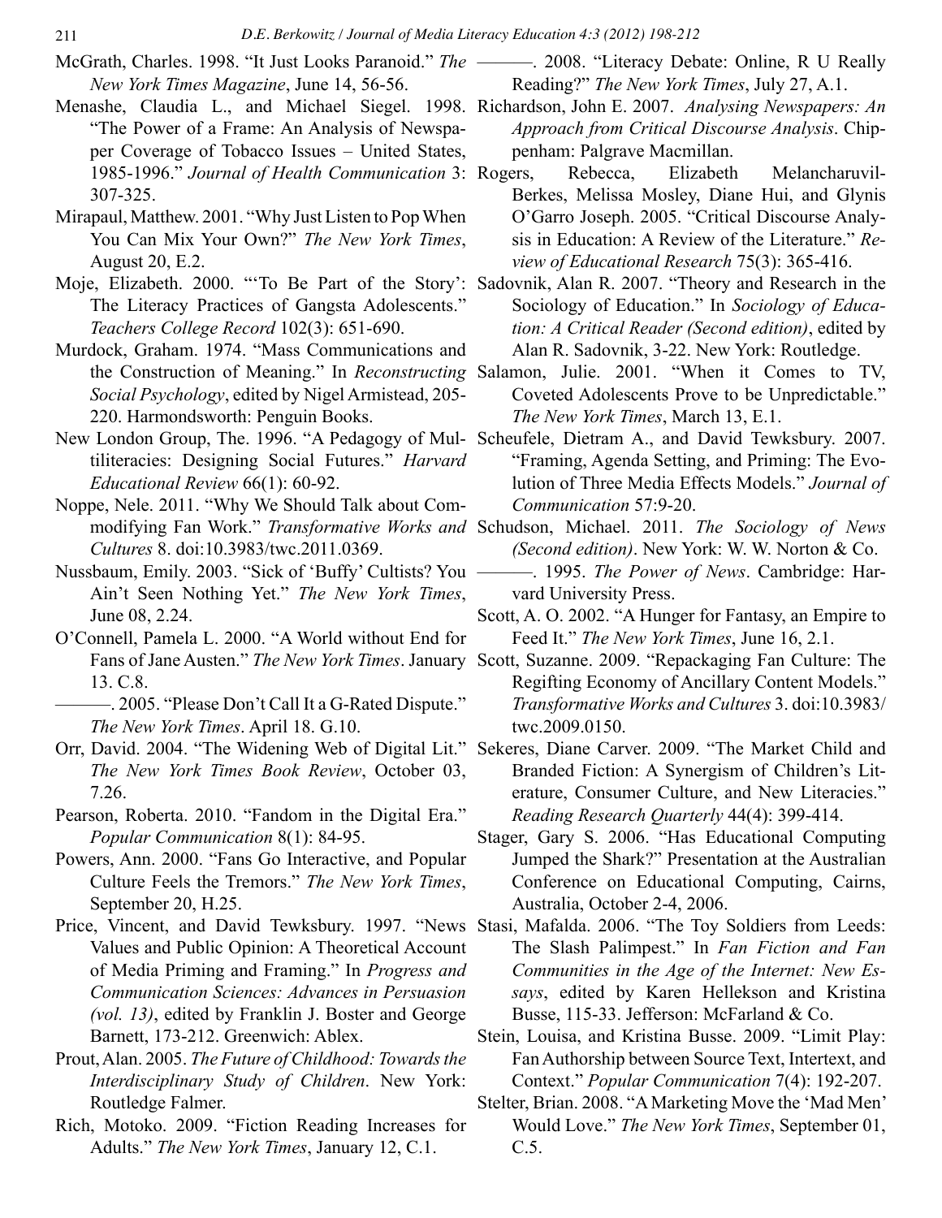McGrath, Charles. 1998. "It Just Looks Paranoid." *The New York Times Magazine*, June 14, 56-56.

Menashe, Claudia L., and Michael Siegel. 1998. "The Power of a Frame: An Analysis of Newspaper Coverage of Tobacco Issues – United States, 1985-1996." *Journal of Health Communication* 3: 307-325.

Mirapaul, Matthew. 2001. "Why Just Listen to Pop When You Can Mix Your Own?" *The New York Times*, August 20, E.2.

Moje, Elizabeth. 2000. "'To Be Part of the Story': The Literacy Practices of Gangsta Adolescents." *Teachers College Record* 102(3): 651-690.

Murdock, Graham. 1974. "Mass Communications and the Construction of Meaning." In *Reconstructing Social Psychology*, edited by Nigel Armistead, 205-220. Harmondsworth: Penguin Books.

New London Group, The. 1996. "A Pedagogy of Multiliteracies: Designing Social Futures." *Harvard Educational Review* 66(1): 60-92.

Noppe, Nele. 2011. "Why We Should Talk about Commodifying Fan Work." *Transformative Works and Cultures* 8. doi:10.3983/twc.2011.0369.

Nussbaum, Emily. 2003. "Sick of 'Buffy' Cultists? You Ain't Seen Nothing Yet." *The New York Times*, June 08, 2.24.

O'Connell, Pamela L. 2000. "A World without End for Fans of Jane Austen." *The New York Times*. January 13. C.8.

———. 2005. "Please Don't Call It a G-Rated Dispute." *The New York Times*. April 18. G.10.

Orr, David. 2004. "The Widening Web of Digital Lit." *The New York Times Book Review*, October 03, 7.26.

Pearson, Roberta. 2010. "Fandom in the Digital Era." *Popular Communication* 8(1): 84-95.

Powers, Ann. 2000. "Fans Go Interactive, and Popular Culture Feels the Tremors." *The New York Times*, September 20, H.25.

Price, Vincent, and David Tewksbury. 1997. "News Values and Public Opinion: A Theoretical Account of Media Priming and Framing." In *Progress and Communication Sciences: Advances in Persuasion (vol. 13)*, edited by Franklin J. Boster and George Barnett, 173-212. Greenwich: Ablex.

Prout, Alan. 2005. *The Future of Childhood: Towards the Interdisciplinary Study of Children*. New York: Routledge Falmer.

Rich, Motoko. 2009. "Fiction Reading Increases for Adults." *The New York Times*, January 12, C.1.

———. 2008. "Literacy Debate: Online, R U Really Reading?" *The New York Times*, July 27, A.1.

Richardson, John E. 2007. *Analysing Newspapers: An Approach from Critical Discourse Analysis*. Chippenham: Palgrave Macmillan.

Rogers, Rebecca, Elizabeth Melancharuvil-Berkes, Melissa Mosley, Diane Hui, and Glynis O'Garro Joseph. 2005. "Critical Discourse Analysis in Education: A Review of the Literature." *Review of Educational Research* 75(3): 365-416.

Sadovnik, Alan R. 2007. "Theory and Research in the Sociology of Education." In *Sociology of Education: A Critical Reader (Second edition)*, edited by Alan R. Sadovnik, 3-22. New York: Routledge.

Salamon, Julie. 2001. "When it Comes to TV, Coveted Adolescents Prove to be Unpredictable." *The New York Times*, March 13, E.1.

Scheufele, Dietram A., and David Tewksbury. 2007. "Framing, Agenda Setting, and Priming: The Evolution of Three Media Effects Models." *Journal of Communication* 57:9-20.

Schudson, Michael. 2011. *The Sociology of News (Second edition)*. New York: W. W. Norton & Co.

———. 1995. *The Power of News*. Cambridge: Harvard University Press.

Scott, A. O. 2002. "A Hunger for Fantasy, an Empire to Feed It." *The New York Times*, June 16, 2.1.

Scott, Suzanne. 2009. "Repackaging Fan Culture: The Regifting Economy of Ancillary Content Models." *Transformative Works and Cultures* 3. doi:10.3983/twc.2009.0150.

Sekeres, Diane Carver. 2009. "The Market Child and Branded Fiction: A Synergism of Children's Literature, Consumer Culture, and New Literacies." *Reading Research Quarterly* 44(4): 399-414.

Stager, Gary S. 2006. "Has Educational Computing Jumped the Shark?" Presentation at the Australian Conference on Educational Computing, Cairns, Australia, October 2-4, 2006.

Stasi, Mafalda. 2006. "The Toy Soldiers from Leeds: The Slash Palimpest." In *Fan Fiction and Fan Communities in the Age of the Internet: New Essays*, edited by Karen Hellekson and Kristina Busse, 115-33. Jefferson: McFarland & Co.

Stein, Louisa, and Kristina Busse. 2009. "Limit Play: Fan Authorship between Source Text, Intertext, and Context." *Popular Communication* 7(4): 192-207.

Stelter, Brian. 2008. "A Marketing Move the 'Mad Men' Would Love." *The New York Times*, September 01, C.5.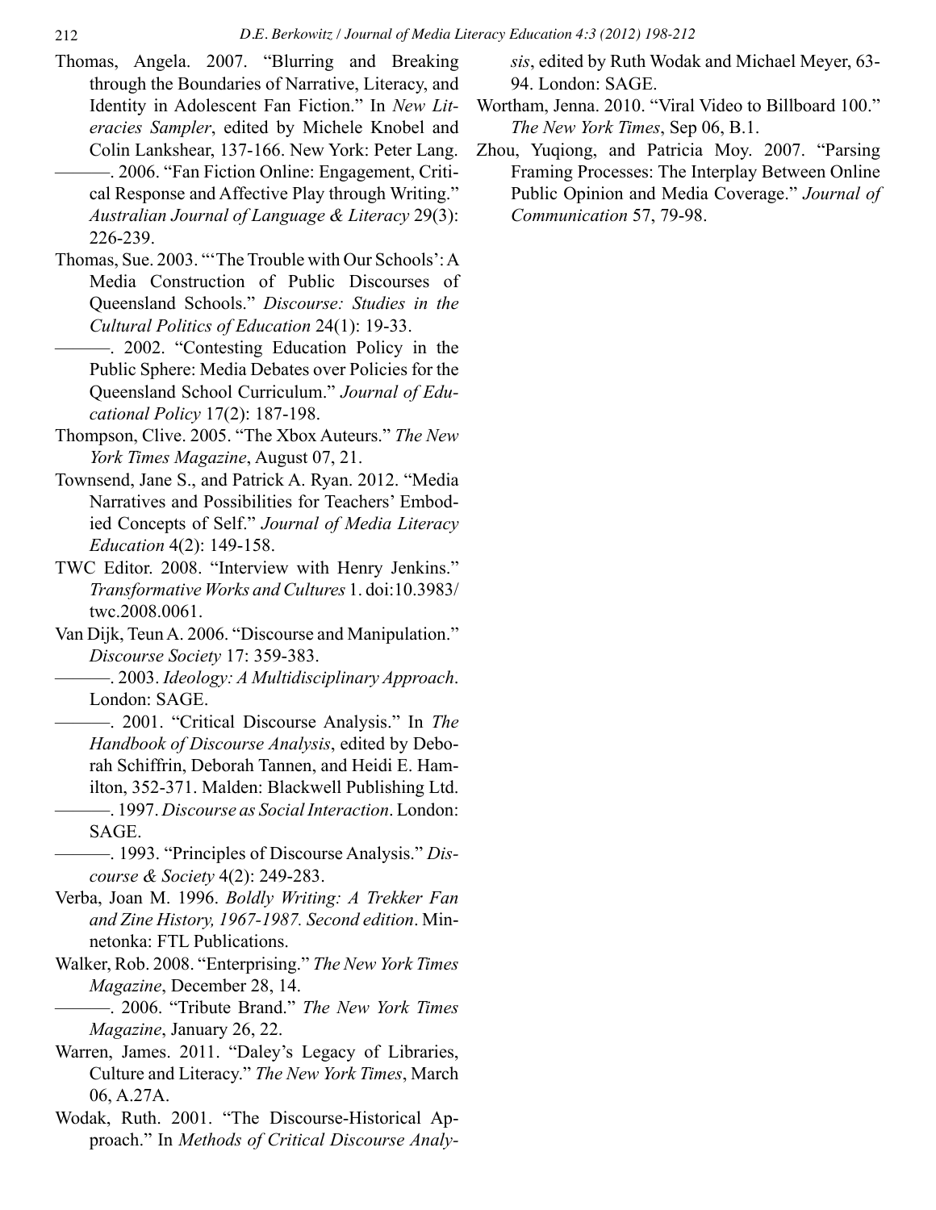Thomas, Angela. 2007. "Blurring and Breaking through the Boundaries of Narrative, Literacy, and Identity in Adolescent Fan Fiction." In *New Literacies Sampler*, edited by Michele Knobel and Colin Lankshear, 137-166. New York: Peter Lang.

———. 2006. "Fan Fiction Online: Engagement, Critical Response and Affective Play through Writing." *Australian Journal of Language & Literacy* 29(3): 226-239.

Thomas, Sue. 2003. "'The Trouble with Our Schools': A Media Construction of Public Discourses of Queensland Schools." *Discourse: Studies in the Cultural Politics of Education* 24(1): 19-33.

———. 2002. "Contesting Education Policy in the Public Sphere: Media Debates over Policies for the Queensland School Curriculum." *Journal of Educational Policy* 17(2): 187-198.

Thompson, Clive. 2005. "The Xbox Auteurs." *The New York Times Magazine*, August 07, 21.

Townsend, Jane S., and Patrick A. Ryan. 2012. "Media Narratives and Possibilities for Teachers' Embodied Concepts of Self." *Journal of Media Literacy Education* 4(2): 149-158.

TWC Editor. 2008. "Interview with Henry Jenkins." *Transformative Works and Cultures* 1. doi:10.3983/twc.2008.0061.

Van Dijk, Teun A. 2006. "Discourse and Manipulation." *Discourse Society* 17: 359-383.

———. 2003. *Ideology: A Multidisciplinary Approach*. London: SAGE.

———. 2001. "Critical Discourse Analysis." In *The Handbook of Discourse Analysis*, edited by Deborah Schiffrin, Deborah Tannen, and Heidi E. Hamilton, 352-371. Malden: Blackwell Publishing Ltd.

———. 1997. *Discourse as Social Interaction*. London: SAGE.

———. 1993. "Principles of Discourse Analysis." *Discourse & Society* 4(2): 249-283.

Verba, Joan M. 1996. *Boldly Writing: A Trekker Fan and Zine History, 1967-1987. Second edition*. Minnetonka: FTL Publications.

Walker, Rob. 2008. "Enterprising." *The New York Times Magazine*, December 28, 14.

———. 2006. "Tribute Brand." *The New York Times Magazine*, January 26, 22.

Warren, James. 2011. "Daley's Legacy of Libraries, Culture and Literacy." *The New York Times*, March 06, A.27A.

Wodak, Ruth. 2001. "The Discourse-Historical Approach." In *Methods of Critical Discourse Analysis*, edited by Ruth Wodak and Michael Meyer, 63-94. London: SAGE.

Wortham, Jenna. 2010. "Viral Video to Billboard 100." *The New York Times*, Sep 06, B.1.

Zhou, Yuqiong, and Patricia Moy. 2007. "Parsing Framing Processes: The Interplay Between Online Public Opinion and Media Coverage." *Journal of Communication* 57, 79-98.